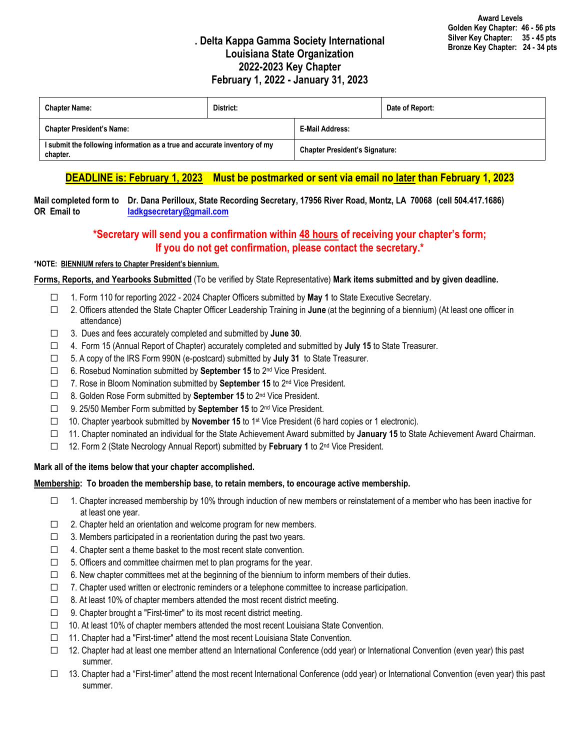**Award Levels**
**Golden Key Chapter: 46 - 56 pts**
**Silver Key Chapter: 35 - 45 pts**
**Bronze Key Chapter: 24 - 34 pts**

# . Delta Kappa Gamma Society International
## Louisiana State Organization
## 2022-2023 Key Chapter
## February 1, 2022 - January 31, 2023

| **Chapter Name:** | **District:** | **Date of Report:** |
|---|---|---|
| **Chapter President's Name:** | **E-Mail Address:** | |
| **I submit the following information as a true and accurate inventory of my chapter.** | **Chapter President's Signature:** | |

**DEADLINE is: February 1, 2023 Must be postmarked or sent via email no later than February 1, 2023**

**Mail completed form to** **Dr. Dana Perilloux, State Recording Secretary, 17956 River Road, Montz, LA 70068 (cell 504.417.1686)**
**OR Email to** **ladkgsecretary@gmail.com**

**\*Secretary will send you a confirmation within 48 hours of receiving your chapter's form; If you do not get confirmation, please contact the secretary.\***

**\*NOTE: BIENNIUM refers to Chapter President's biennium.**

**Forms, Reports, and Yearbooks Submitted** (To be verified by State Representative) **Mark items submitted and by given deadline.**

- ☐ 1. Form 110 for reporting 2022 - 2024 Chapter Officers submitted by **May 1** to State Executive Secretary.
- ☐ 2. Officers attended the State Chapter Officer Leadership Training in **June** (at the beginning of a biennium) (At least one officer in attendance)
- ☐ 3. Dues and fees accurately completed and submitted by **June 30**.
- ☐ 4. Form 15 (Annual Report of Chapter) accurately completed and submitted by **July 15** to State Treasurer.
- ☐ 5. A copy of the IRS Form 990N (e-postcard) submitted by **July 31** to State Treasurer.
- ☐ 6. Rosebud Nomination submitted by **September 15** to 2nd Vice President.
- ☐ 7. Rose in Bloom Nomination submitted by **September 15** to 2nd Vice President.
- ☐ 8. Golden Rose Form submitted by **September 15** to 2nd Vice President.
- ☐ 9. 25/50 Member Form submitted by **September 15** to 2nd Vice President.
- ☐ 10. Chapter yearbook submitted by **November 15** to 1st Vice President (6 hard copies or 1 electronic).
- ☐ 11. Chapter nominated an individual for the State Achievement Award submitted by **January 15** to State Achievement Award Chairman.
- ☐ 12. Form 2 (State Necrology Annual Report) submitted by **February 1** to 2nd Vice President.

**Mark all of the items below that your chapter accomplished.**

**Membership: To broaden the membership base, to retain members, to encourage active membership.**

- ☐ 1. Chapter increased membership by 10% through induction of new members or reinstatement of a member who has been inactive for at least one year.
- ☐ 2. Chapter held an orientation and welcome program for new members.
- ☐ 3. Members participated in a reorientation during the past two years.
- ☐ 4. Chapter sent a theme basket to the most recent state convention.
- ☐ 5. Officers and committee chairmen met to plan programs for the year.
- ☐ 6. New chapter committees met at the beginning of the biennium to inform members of their duties.
- ☐ 7. Chapter used written or electronic reminders or a telephone committee to increase participation.
- ☐ 8. At least 10% of chapter members attended the most recent district meeting.
- ☐ 9. Chapter brought a "First-timer" to its most recent district meeting.
- ☐ 10. At least 10% of chapter members attended the most recent Louisiana State Convention.
- ☐ 11. Chapter had a "First-timer" attend the most recent Louisiana State Convention.
- ☐ 12. Chapter had at least one member attend an International Conference (odd year) or International Convention (even year) this past summer.
- ☐ 13. Chapter had a "First-timer" attend the most recent International Conference (odd year) or International Convention (even year) this past summer.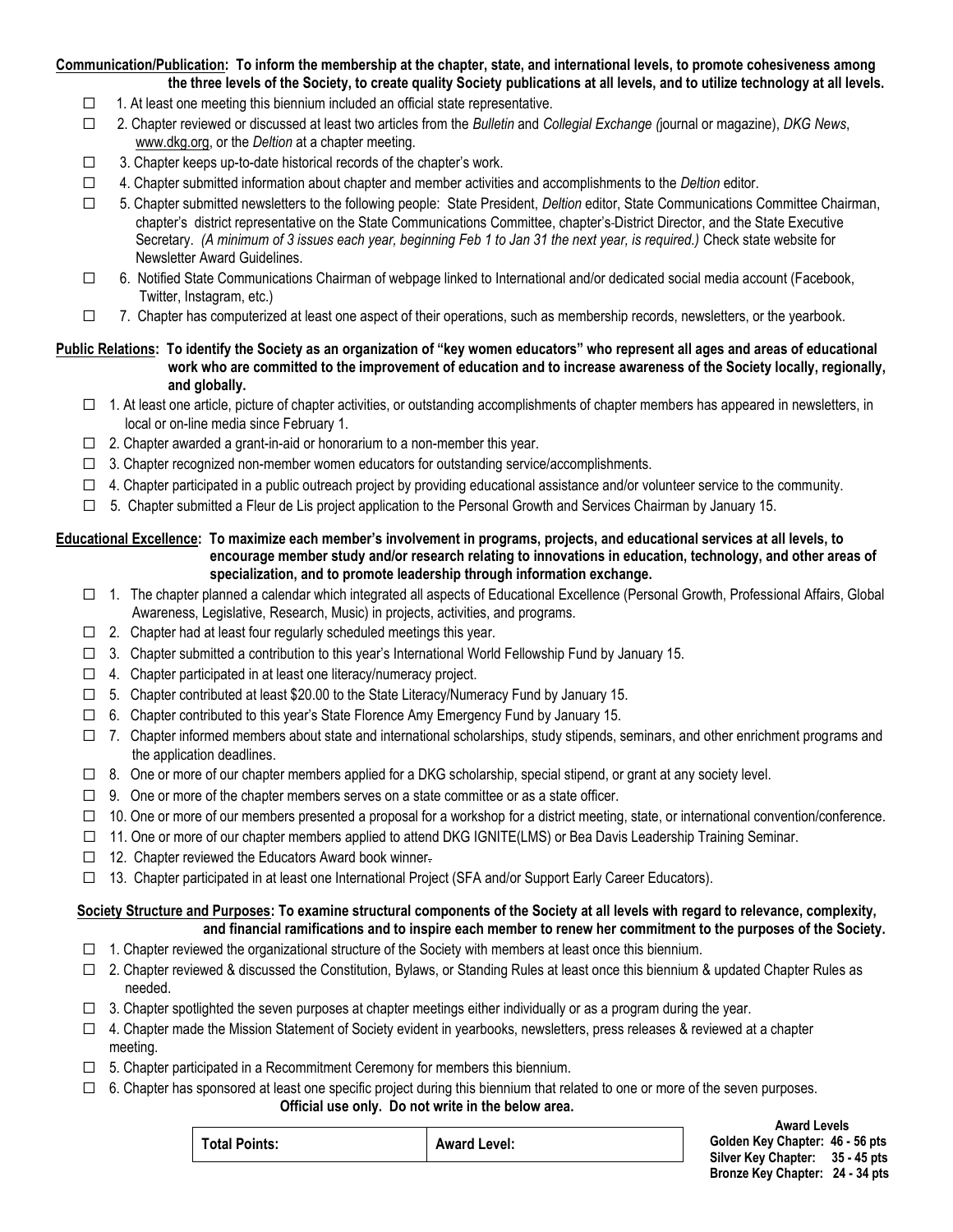**Communication/Publication: To inform the membership at the chapter, state, and international levels, to promote cohesiveness among the three levels of the Society, to create quality Society publications at all levels, and to utilize technology at all levels.**

- ☐ 1. At least one meeting this biennium included an official state representative.
- ☐ 2. Chapter reviewed or discussed at least two articles from the *Bulletin* and *Collegial Exchange (*journal or magazine), *DKG News*, www.dkg.org, or the *Deltion* at a chapter meeting.
- ☐ 3. Chapter keeps up-to-date historical records of the chapter's work.
- ☐ 4. Chapter submitted information about chapter and member activities and accomplishments to the *Deltion* editor.
- ☐ 5. Chapter submitted newsletters to the following people: State President, *Deltion* editor, State Communications Committee Chairman, chapter's district representative on the State Communications Committee, chapter's District Director, and the State Executive Secretary. *(A minimum of 3 issues each year, beginning Feb 1 to Jan 31 the next year, is required.)* Check state website for Newsletter Award Guidelines.
- ☐ 6. Notified State Communications Chairman of webpage linked to International and/or dedicated social media account (Facebook, Twitter, Instagram, etc.)
- ☐ 7. Chapter has computerized at least one aspect of their operations, such as membership records, newsletters, or the yearbook.

**Public Relations: To identify the Society as an organization of "key women educators" who represent all ages and areas of educational work who are committed to the improvement of education and to increase awareness of the Society locally, regionally, and globally.**

- ☐ 1. At least one article, picture of chapter activities, or outstanding accomplishments of chapter members has appeared in newsletters, in local or on-line media since February 1.
- ☐ 2. Chapter awarded a grant-in-aid or honorarium to a non-member this year.
- ☐ 3. Chapter recognized non-member women educators for outstanding service/accomplishments.
- ☐ 4. Chapter participated in a public outreach project by providing educational assistance and/or volunteer service to the community.
- ☐ 5. Chapter submitted a Fleur de Lis project application to the Personal Growth and Services Chairman by January 15.

**Educational Excellence: To maximize each member's involvement in programs, projects, and educational services at all levels, to encourage member study and/or research relating to innovations in education, technology, and other areas of specialization, and to promote leadership through information exchange.**

- ☐ 1. The chapter planned a calendar which integrated all aspects of Educational Excellence (Personal Growth, Professional Affairs, Global Awareness, Legislative, Research, Music) in projects, activities, and programs.
- ☐ 2. Chapter had at least four regularly scheduled meetings this year.
- ☐ 3. Chapter submitted a contribution to this year's International World Fellowship Fund by January 15.
- ☐ 4. Chapter participated in at least one literacy/numeracy project.
- ☐ 5. Chapter contributed at least $20.00 to the State Literacy/Numeracy Fund by January 15.
- ☐ 6. Chapter contributed to this year's State Florence Amy Emergency Fund by January 15.
- ☐ 7. Chapter informed members about state and international scholarships, study stipends, seminars, and other enrichment programs and the application deadlines.
- ☐ 8. One or more of our chapter members applied for a DKG scholarship, special stipend, or grant at any society level.
- ☐ 9. One or more of the chapter members serves on a state committee or as a state officer.
- ☐ 10. One or more of our members presented a proposal for a workshop for a district meeting, state, or international convention/conference.
- ☐ 11. One or more of our chapter members applied to attend DKG IGNITE(LMS) or Bea Davis Leadership Training Seminar.
- ☐ 12. Chapter reviewed the Educators Award book winner.
- ☐ 13. Chapter participated in at least one International Project (SFA and/or Support Early Career Educators).

**Society Structure and Purposes: To examine structural components of the Society at all levels with regard to relevance, complexity, and financial ramifications and to inspire each member to renew her commitment to the purposes of the Society.**

- ☐ 1. Chapter reviewed the organizational structure of the Society with members at least once this biennium.
- ☐ 2. Chapter reviewed & discussed the Constitution, Bylaws, or Standing Rules at least once this biennium & updated Chapter Rules as needed.
- ☐ 3. Chapter spotlighted the seven purposes at chapter meetings either individually or as a program during the year.
- ☐ 4. Chapter made the Mission Statement of Society evident in yearbooks, newsletters, press releases & reviewed at a chapter meeting.
- ☐ 5. Chapter participated in a Recommitment Ceremony for members this biennium.
- ☐ 6. Chapter has sponsored at least one specific project during this biennium that related to one or more of the seven purposes.

**Official use only. Do not write in the below area.**

| | |
|---|---|
| **Total Points:** | **Award Level:** |

**Award Levels**
**Golden Key Chapter: 46 - 56 pts**
**Silver Key Chapter: 35 - 45 pts**
**Bronze Key Chapter: 24 - 34 pts**